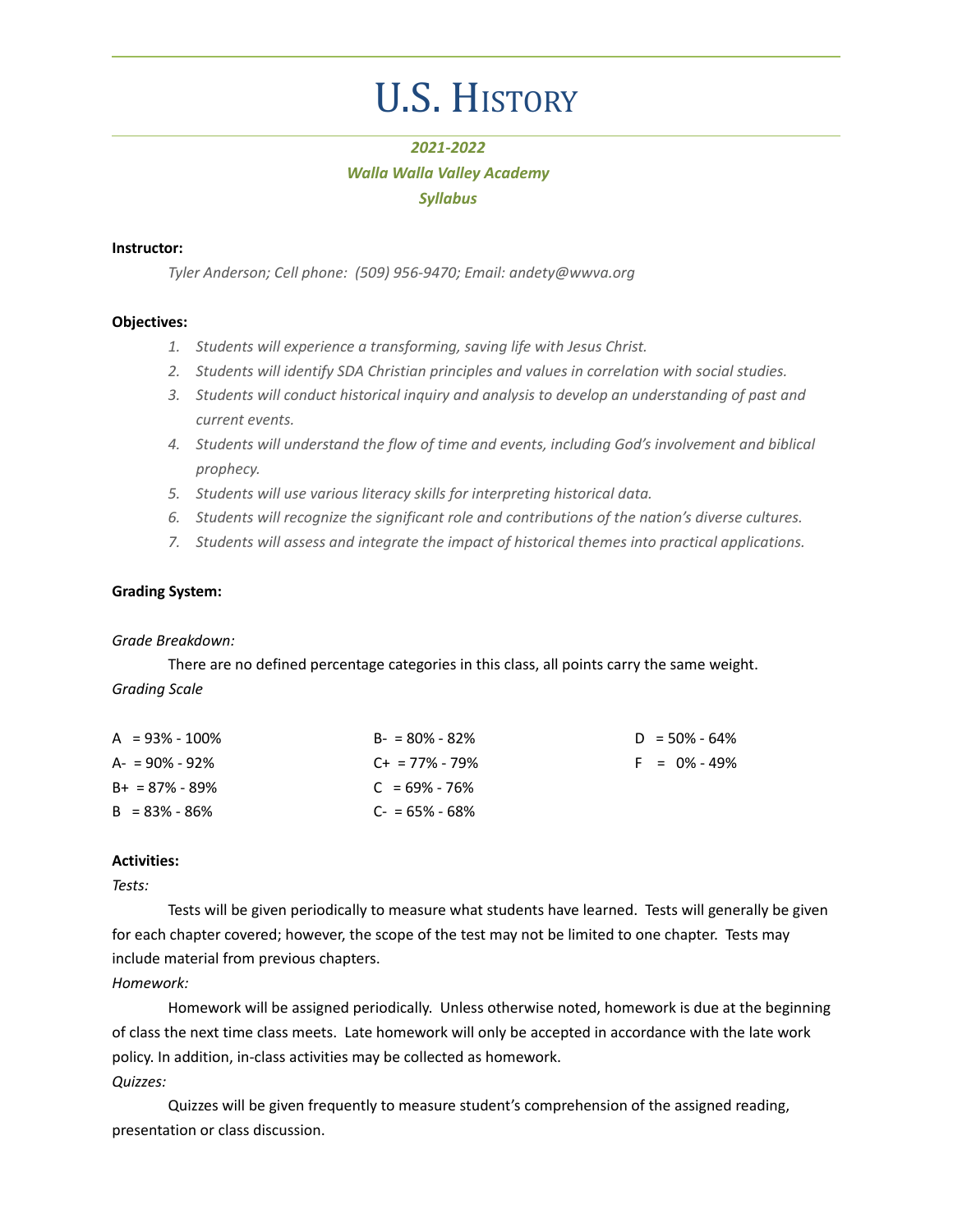# U.S. History

***2021-2022***

***Walla Walla Valley Academy***

***Syllabus***

**Instructor:**

*Tyler Anderson; Cell phone: (509) 956-9470; Email: andety@wwva.org*

**Objectives:**

1. *Students will experience a transforming, saving life with Jesus Christ.*
2. *Students will identify SDA Christian principles and values in correlation with social studies.*
3. *Students will conduct historical inquiry and analysis to develop an understanding of past and current events.*
4. *Students will understand the flow of time and events, including God's involvement and biblical prophecy.*
5. *Students will use various literacy skills for interpreting historical data.*
6. *Students will recognize the significant role and contributions of the nation's diverse cultures.*
7. *Students will assess and integrate the impact of historical themes into practical applications.*

**Grading System:**

*Grade Breakdown:*

There are no defined percentage categories in this class, all points carry the same weight.

*Grading Scale*

| | | |
|---|---|---|
| A = 93% - 100% | B- = 80% - 82% | D = 50% - 64% |
| A- = 90% - 92% | C+ = 77% - 79% | F = 0% - 49% |
| B+ = 87% - 89% | C = 69% - 76% | |
| B = 83% - 86% | C- = 65% - 68% | |

**Activities:**

*Tests:*

Tests will be given periodically to measure what students have learned. Tests will generally be given for each chapter covered; however, the scope of the test may not be limited to one chapter. Tests may include material from previous chapters.

*Homework:*

Homework will be assigned periodically. Unless otherwise noted, homework is due at the beginning of class the next time class meets. Late homework will only be accepted in accordance with the late work policy. In addition, in-class activities may be collected as homework.

*Quizzes:*

Quizzes will be given frequently to measure student's comprehension of the assigned reading, presentation or class discussion.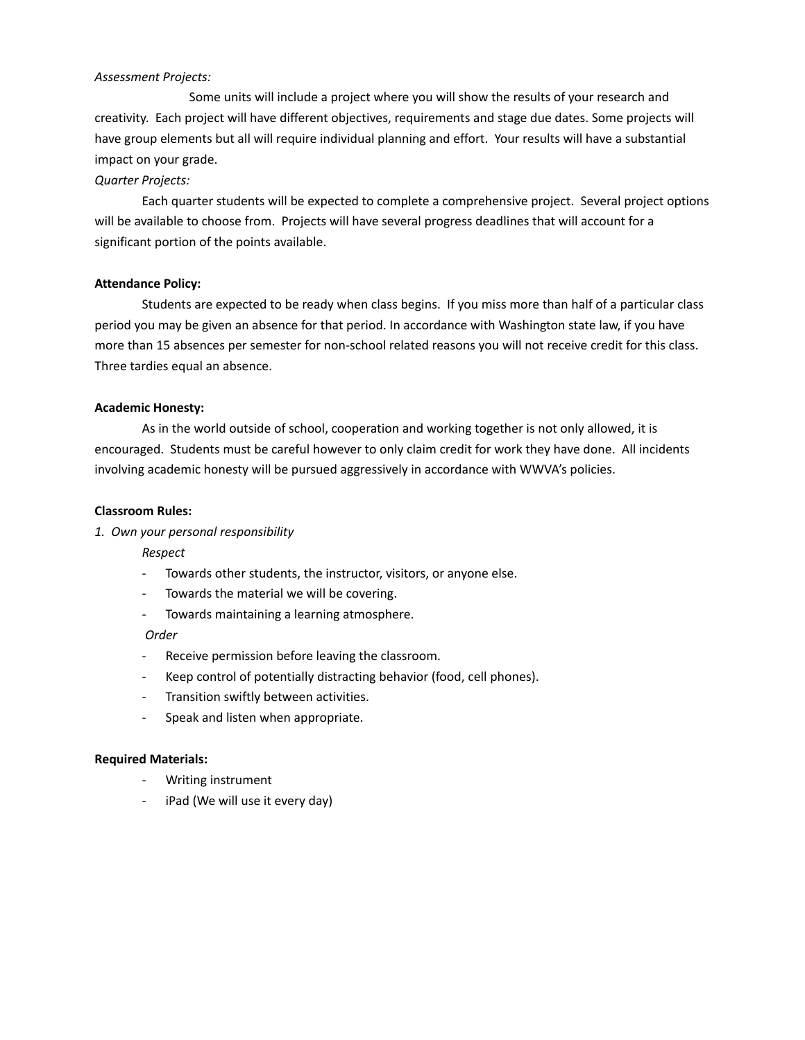*Assessment Projects:*

Some units will include a project where you will show the results of your research and creativity. Each project will have different objectives, requirements and stage due dates. Some projects will have group elements but all will require individual planning and effort. Your results will have a substantial impact on your grade.

*Quarter Projects:*

Each quarter students will be expected to complete a comprehensive project. Several project options will be available to choose from. Projects will have several progress deadlines that will account for a significant portion of the points available.

**Attendance Policy:**

Students are expected to be ready when class begins. If you miss more than half of a particular class period you may be given an absence for that period. In accordance with Washington state law, if you have more than 15 absences per semester for non-school related reasons you will not receive credit for this class. Three tardies equal an absence.

**Academic Honesty:**

As in the world outside of school, cooperation and working together is not only allowed, it is encouraged. Students must be careful however to only claim credit for work they have done. All incidents involving academic honesty will be pursued aggressively in accordance with WWVA's policies.

**Classroom Rules:**

*1. Own your personal responsibility*

*Respect*

- Towards other students, the instructor, visitors, or anyone else.
- Towards the material we will be covering.
- Towards maintaining a learning atmosphere.

*Order*

- Receive permission before leaving the classroom.
- Keep control of potentially distracting behavior (food, cell phones).
- Transition swiftly between activities.
- Speak and listen when appropriate.

**Required Materials:**

- Writing instrument
- iPad (We will use it every day)